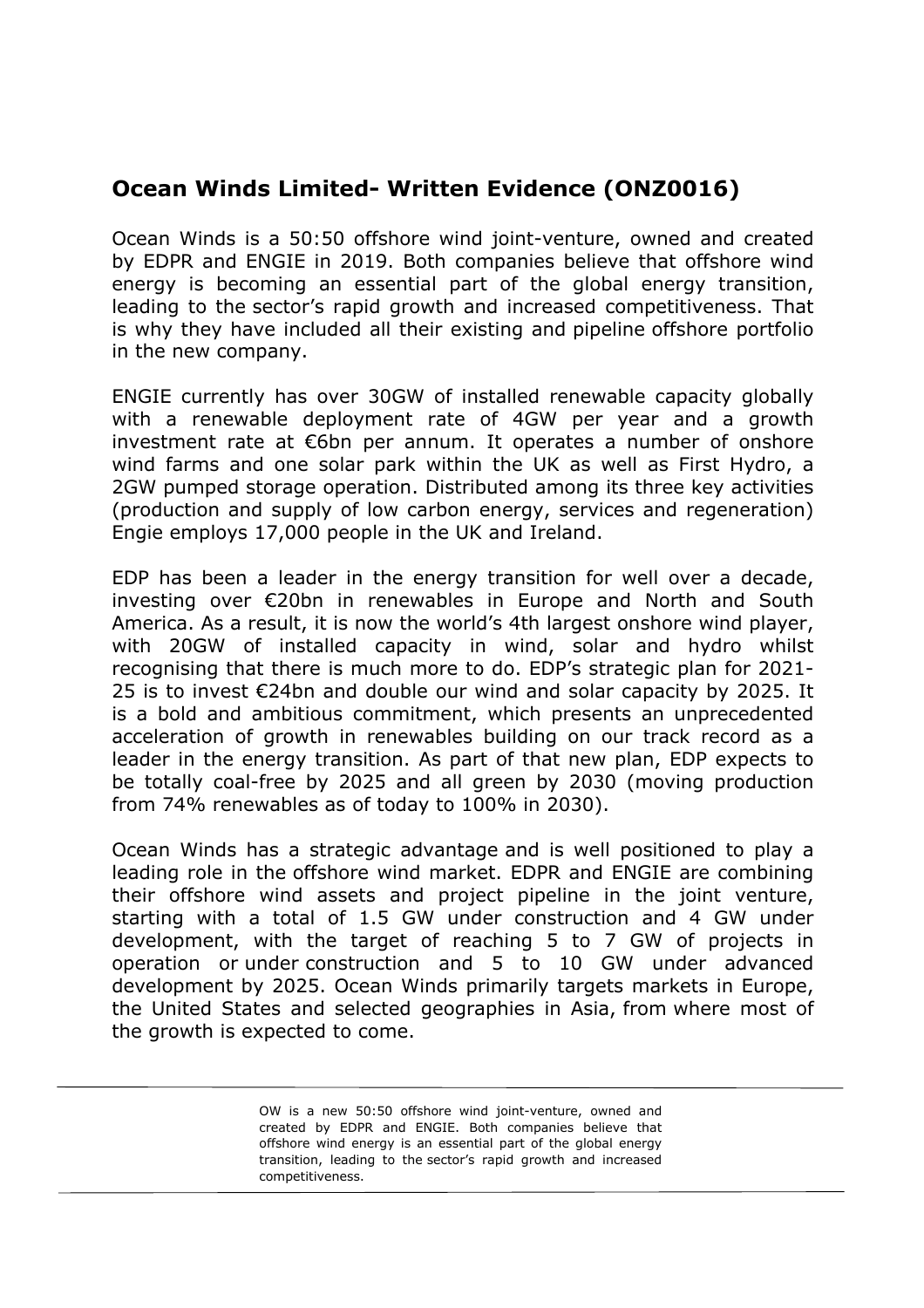## Ocean Winds Limited- Written Evidence (ONZ0016)

Ocean Winds is a 50:50 offshore wind joint-venture, owned and created by EDPR and ENGIE in 2019. Both companies believe that offshore wind energy is becoming an essential part of the global energy transition, leading to the sector's rapid growth and increased competitiveness. That is why they have included all their existing and pipeline offshore portfolio in the new company.

ENGIE currently has over 30GW of installed renewable capacity globally with a renewable deployment rate of 4GW per year and a growth investment rate at €6bn per annum. It operates a number of onshore wind farms and one solar park within the UK as well as First Hydro, a 2GW pumped storage operation. Distributed among its three key activities (production and supply of low carbon energy, services and regeneration) Engie employs 17,000 people in the UK and Ireland.

EDP has been a leader in the energy transition for well over a decade, investing over €20bn in renewables in Europe and North and South America. As a result, it is now the world's 4th largest onshore wind player, with 20GW of installed capacity in wind, solar and hydro whilst recognising that there is much more to do. EDP's strategic plan for 2021-25 is to invest €24bn and double our wind and solar capacity by 2025. It is a bold and ambitious commitment, which presents an unprecedented acceleration of growth in renewables building on our track record as a leader in the energy transition. As part of that new plan, EDP expects to be totally coal-free by 2025 and all green by 2030 (moving production from 74% renewables as of today to 100% in 2030).

Ocean Winds has a strategic advantage and is well positioned to play a leading role in the offshore wind market. EDPR and ENGIE are combining their offshore wind assets and project pipeline in the joint venture, starting with a total of 1.5 GW under construction and 4 GW under development, with the target of reaching 5 to 7 GW of projects in operation or under construction and 5 to 10 GW under advanced development by 2025. Ocean Winds primarily targets markets in Europe, the United States and selected geographies in Asia, from where most of the growth is expected to come.

---

OW is a new 50:50 offshore wind joint-venture, owned and created by EDPR and ENGIE. Both companies believe that offshore wind energy is an essential part of the global energy transition, leading to the sector's rapid growth and increased competitiveness.

---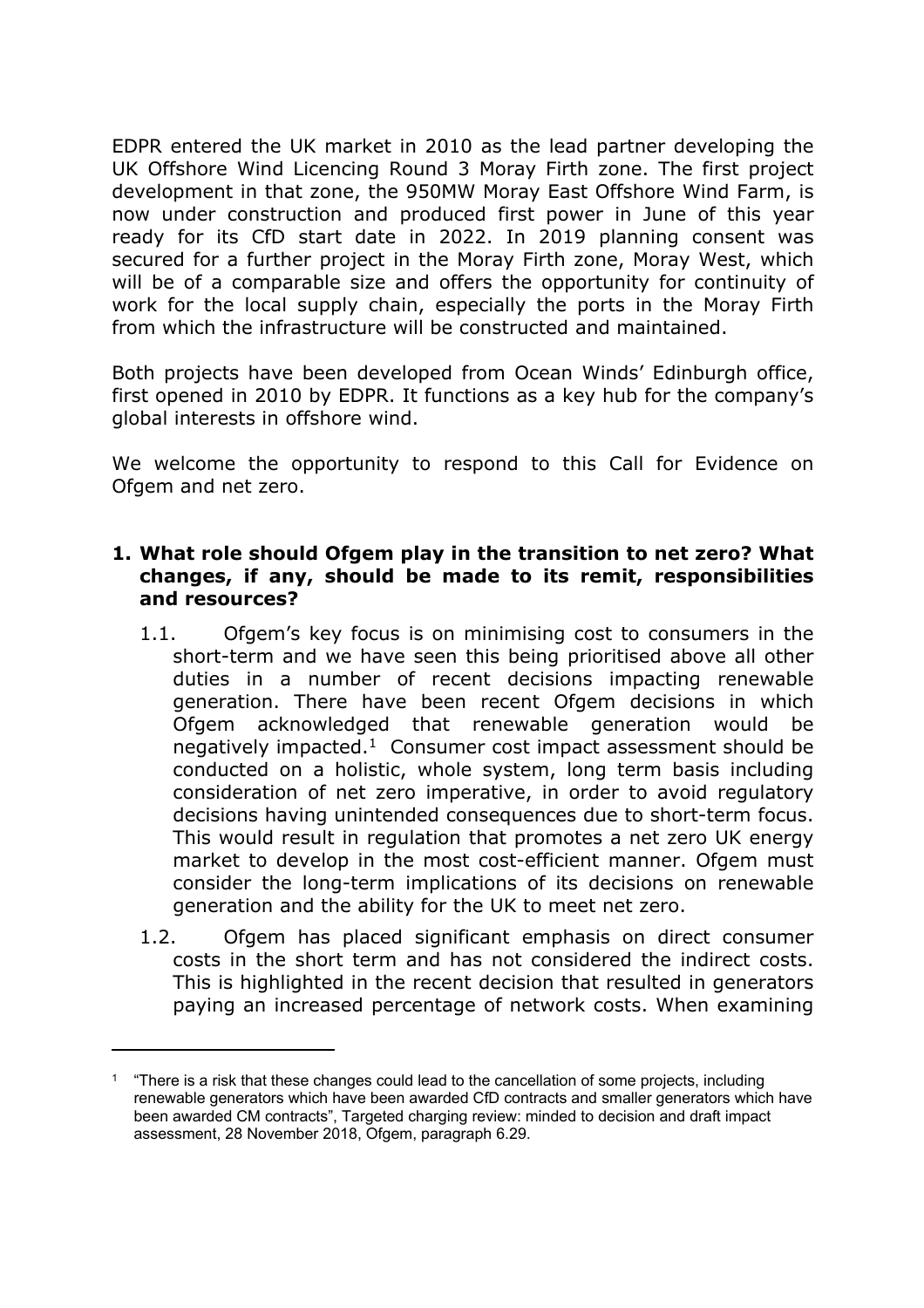EDPR entered the UK market in 2010 as the lead partner developing the UK Offshore Wind Licencing Round 3 Moray Firth zone. The first project development in that zone, the 950MW Moray East Offshore Wind Farm, is now under construction and produced first power in June of this year ready for its CfD start date in 2022. In 2019 planning consent was secured for a further project in the Moray Firth zone, Moray West, which will be of a comparable size and offers the opportunity for continuity of work for the local supply chain, especially the ports in the Moray Firth from which the infrastructure will be constructed and maintained.

Both projects have been developed from Ocean Winds' Edinburgh office, first opened in 2010 by EDPR. It functions as a key hub for the company's global interests in offshore wind.

We welcome the opportunity to respond to this Call for Evidence on Ofgem and net zero.

**1. What role should Ofgem play in the transition to net zero? What changes, if any, should be made to its remit, responsibilities and resources?**

1.1. Ofgem's key focus is on minimising cost to consumers in the short-term and we have seen this being prioritised above all other duties in a number of recent decisions impacting renewable generation. There have been recent Ofgem decisions in which Ofgem acknowledged that renewable generation would be negatively impacted.[1] Consumer cost impact assessment should be conducted on a holistic, whole system, long term basis including consideration of net zero imperative, in order to avoid regulatory decisions having unintended consequences due to short-term focus. This would result in regulation that promotes a net zero UK energy market to develop in the most cost-efficient manner. Ofgem must consider the long-term implications of its decisions on renewable generation and the ability for the UK to meet net zero.

1.2. Ofgem has placed significant emphasis on direct consumer costs in the short term and has not considered the indirect costs. This is highlighted in the recent decision that resulted in generators paying an increased percentage of network costs. When examining

[1] "There is a risk that these changes could lead to the cancellation of some projects, including renewable generators which have been awarded CfD contracts and smaller generators which have been awarded CM contracts", Targeted charging review: minded to decision and draft impact assessment, 28 November 2018, Ofgem, paragraph 6.29.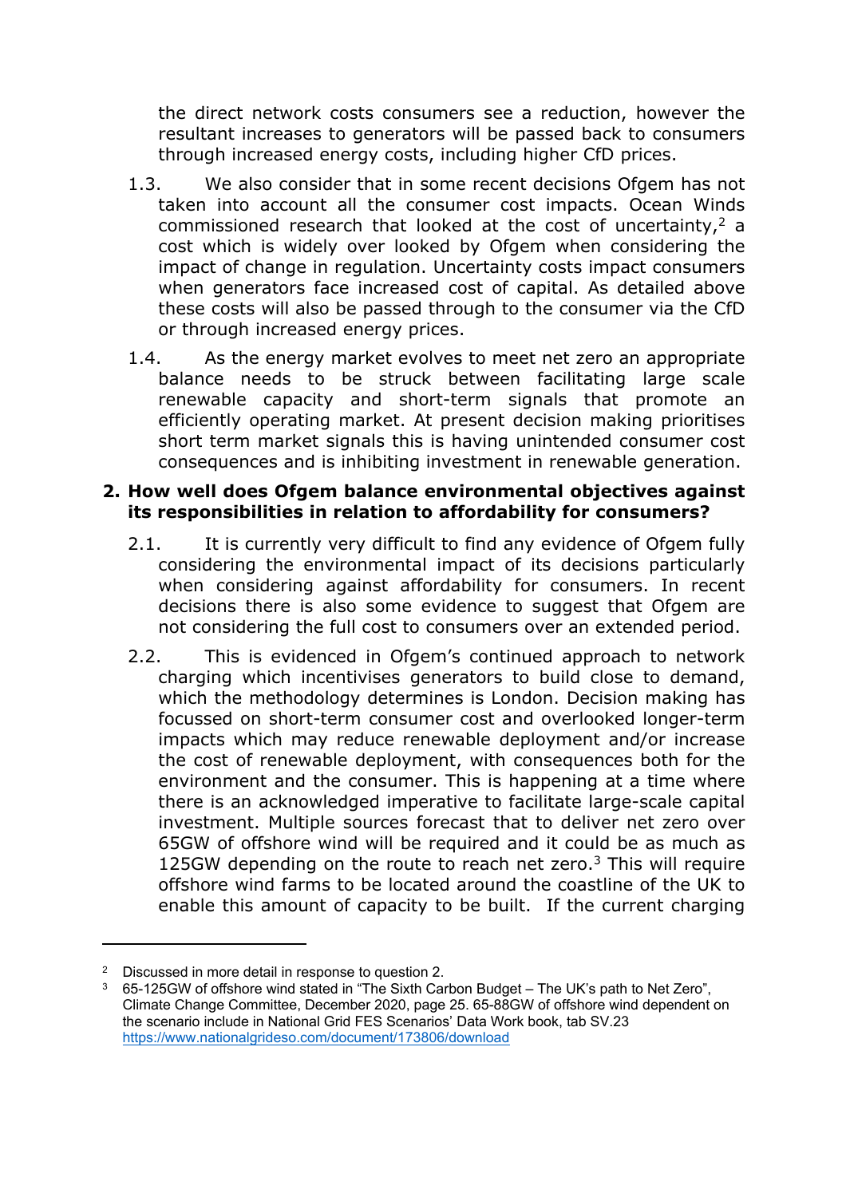the direct network costs consumers see a reduction, however the resultant increases to generators will be passed back to consumers through increased energy costs, including higher CfD prices.

1.3. We also consider that in some recent decisions Ofgem has not taken into account all the consumer cost impacts. Ocean Winds commissioned research that looked at the cost of uncertainty,[2] a cost which is widely over looked by Ofgem when considering the impact of change in regulation. Uncertainty costs impact consumers when generators face increased cost of capital. As detailed above these costs will also be passed through to the consumer via the CfD or through increased energy prices.

1.4. As the energy market evolves to meet net zero an appropriate balance needs to be struck between facilitating large scale renewable capacity and short-term signals that promote an efficiently operating market. At present decision making prioritises short term market signals this is having unintended consumer cost consequences and is inhibiting investment in renewable generation.

**2. How well does Ofgem balance environmental objectives against its responsibilities in relation to affordability for consumers?**

2.1. It is currently very difficult to find any evidence of Ofgem fully considering the environmental impact of its decisions particularly when considering against affordability for consumers. In recent decisions there is also some evidence to suggest that Ofgem are not considering the full cost to consumers over an extended period.

2.2. This is evidenced in Ofgem's continued approach to network charging which incentivises generators to build close to demand, which the methodology determines is London. Decision making has focussed on short-term consumer cost and overlooked longer-term impacts which may reduce renewable deployment and/or increase the cost of renewable deployment, with consequences both for the environment and the consumer. This is happening at a time where there is an acknowledged imperative to facilitate large-scale capital investment. Multiple sources forecast that to deliver net zero over 65GW of offshore wind will be required and it could be as much as 125GW depending on the route to reach net zero.[3] This will require offshore wind farms to be located around the coastline of the UK to enable this amount of capacity to be built. If the current charging

---

[2] Discussed in more detail in response to question 2.

[3] 65-125GW of offshore wind stated in "The Sixth Carbon Budget – The UK's path to Net Zero", Climate Change Committee, December 2020, page 25. 65-88GW of offshore wind dependent on the scenario include in National Grid FES Scenarios' Data Work book, tab SV.23 https://www.nationalgrideso.com/document/173806/download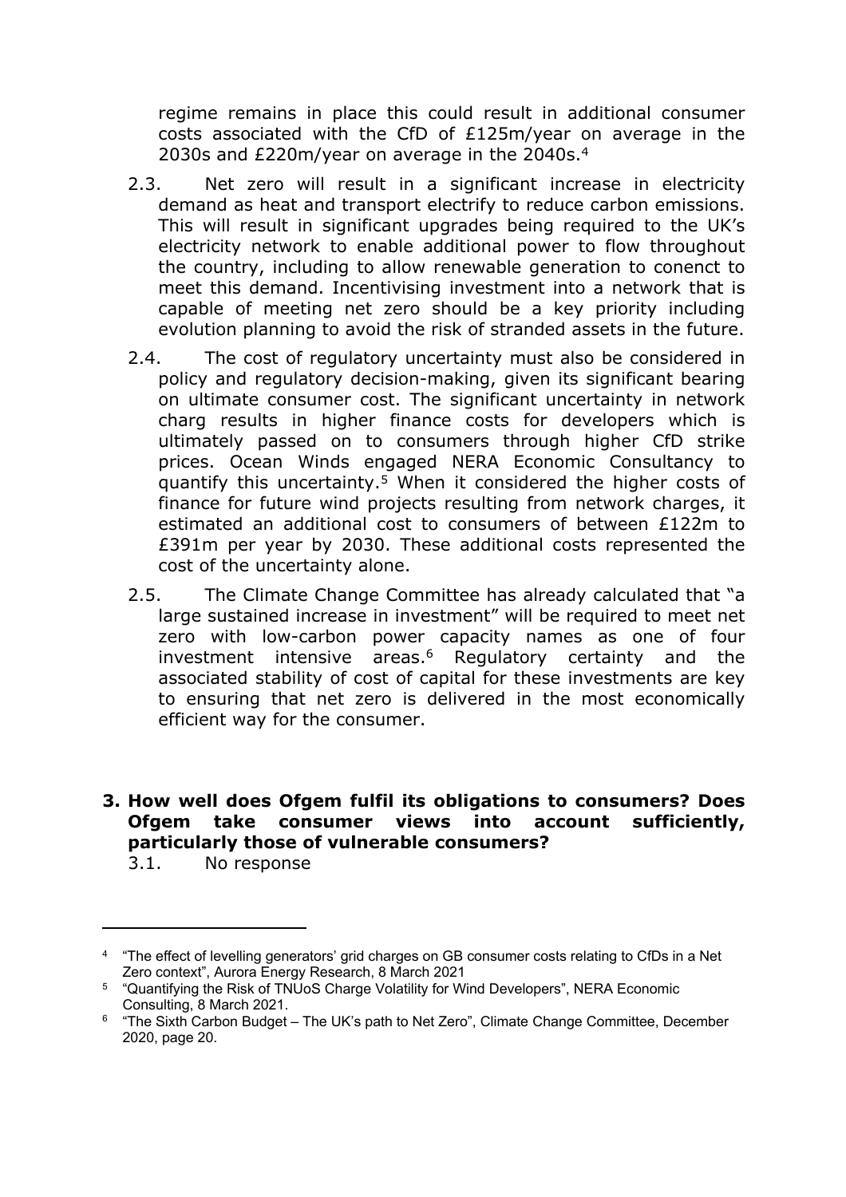regime remains in place this could result in additional consumer costs associated with the CfD of £125m/year on average in the 2030s and £220m/year on average in the 2040s.[4]

2.3. Net zero will result in a significant increase in electricity demand as heat and transport electrify to reduce carbon emissions. This will result in significant upgrades being required to the UK's electricity network to enable additional power to flow throughout the country, including to allow renewable generation to conenct to meet this demand. Incentivising investment into a network that is capable of meeting net zero should be a key priority including evolution planning to avoid the risk of stranded assets in the future.

2.4. The cost of regulatory uncertainty must also be considered in policy and regulatory decision-making, given its significant bearing on ultimate consumer cost. The significant uncertainty in network charg results in higher finance costs for developers which is ultimately passed on to consumers through higher CfD strike prices. Ocean Winds engaged NERA Economic Consultancy to quantify this uncertainty.[5] When it considered the higher costs of finance for future wind projects resulting from network charges, it estimated an additional cost to consumers of between £122m to £391m per year by 2030. These additional costs represented the cost of the uncertainty alone.

2.5. The Climate Change Committee has already calculated that "a large sustained increase in investment" will be required to meet net zero with low-carbon power capacity names as one of four investment intensive areas.[6] Regulatory certainty and the associated stability of cost of capital for these investments are key to ensuring that net zero is delivered in the most economically efficient way for the consumer.

**3. How well does Ofgem fulfil its obligations to consumers? Does Ofgem take consumer views into account sufficiently, particularly those of vulnerable consumers?**

3.1. No response

---

[4] "The effect of levelling generators' grid charges on GB consumer costs relating to CfDs in a Net Zero context", Aurora Energy Research, 8 March 2021

[5] "Quantifying the Risk of TNUoS Charge Volatility for Wind Developers", NERA Economic Consulting, 8 March 2021.

[6] "The Sixth Carbon Budget – The UK's path to Net Zero", Climate Change Committee, December 2020, page 20.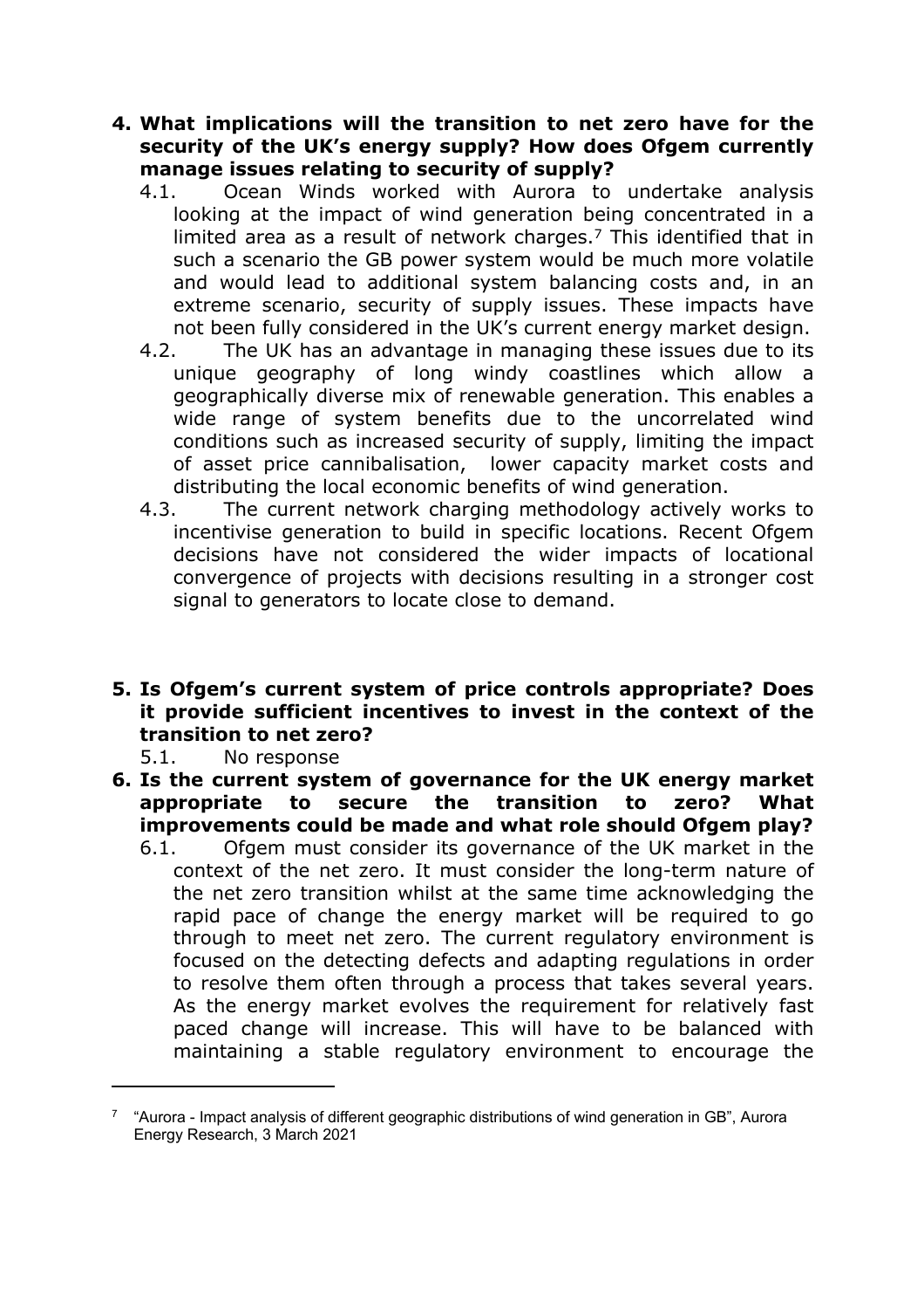**4. What implications will the transition to net zero have for the security of the UK's energy supply? How does Ofgem currently manage issues relating to security of supply?**

4.1. Ocean Winds worked with Aurora to undertake analysis looking at the impact of wind generation being concentrated in a limited area as a result of network charges.[7] This identified that in such a scenario the GB power system would be much more volatile and would lead to additional system balancing costs and, in an extreme scenario, security of supply issues. These impacts have not been fully considered in the UK's current energy market design.

4.2. The UK has an advantage in managing these issues due to its unique geography of long windy coastlines which allow a geographically diverse mix of renewable generation. This enables a wide range of system benefits due to the uncorrelated wind conditions such as increased security of supply, limiting the impact of asset price cannibalisation, lower capacity market costs and distributing the local economic benefits of wind generation.

4.3. The current network charging methodology actively works to incentivise generation to build in specific locations. Recent Ofgem decisions have not considered the wider impacts of locational convergence of projects with decisions resulting in a stronger cost signal to generators to locate close to demand.

**5. Is Ofgem's current system of price controls appropriate? Does it provide sufficient incentives to invest in the context of the transition to net zero?**

5.1. No response

**6. Is the current system of governance for the UK energy market appropriate to secure the transition to zero? What improvements could be made and what role should Ofgem play?**

6.1. Ofgem must consider its governance of the UK market in the context of the net zero. It must consider the long-term nature of the net zero transition whilst at the same time acknowledging the rapid pace of change the energy market will be required to go through to meet net zero. The current regulatory environment is focused on the detecting defects and adapting regulations in order to resolve them often through a process that takes several years. As the energy market evolves the requirement for relatively fast paced change will increase. This will have to be balanced with maintaining a stable regulatory environment to encourage the

---

[7] "Aurora - Impact analysis of different geographic distributions of wind generation in GB", Aurora Energy Research, 3 March 2021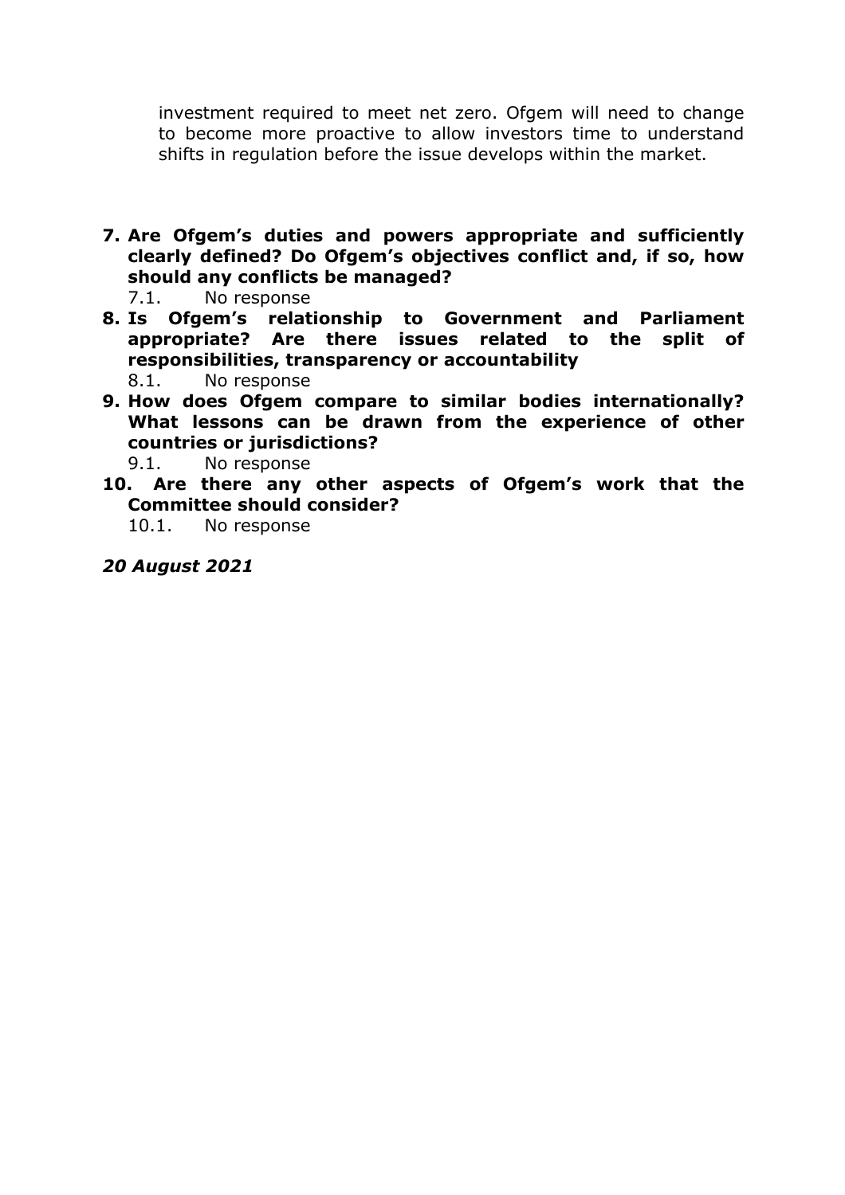investment required to meet net zero. Ofgem will need to change to become more proactive to allow investors time to understand shifts in regulation before the issue develops within the market.

7. **Are Ofgem's duties and powers appropriate and sufficiently clearly defined? Do Ofgem's objectives conflict and, if so, how should any conflicts be managed?**
   7.1. No response
8. **Is Ofgem's relationship to Government and Parliament appropriate? Are there issues related to the split of responsibilities, transparency or accountability**
   8.1. No response
9. **How does Ofgem compare to similar bodies internationally? What lessons can be drawn from the experience of other countries or jurisdictions?**
   9.1. No response
10. **Are there any other aspects of Ofgem's work that the Committee should consider?**
    10.1. No response

***20 August 2021***